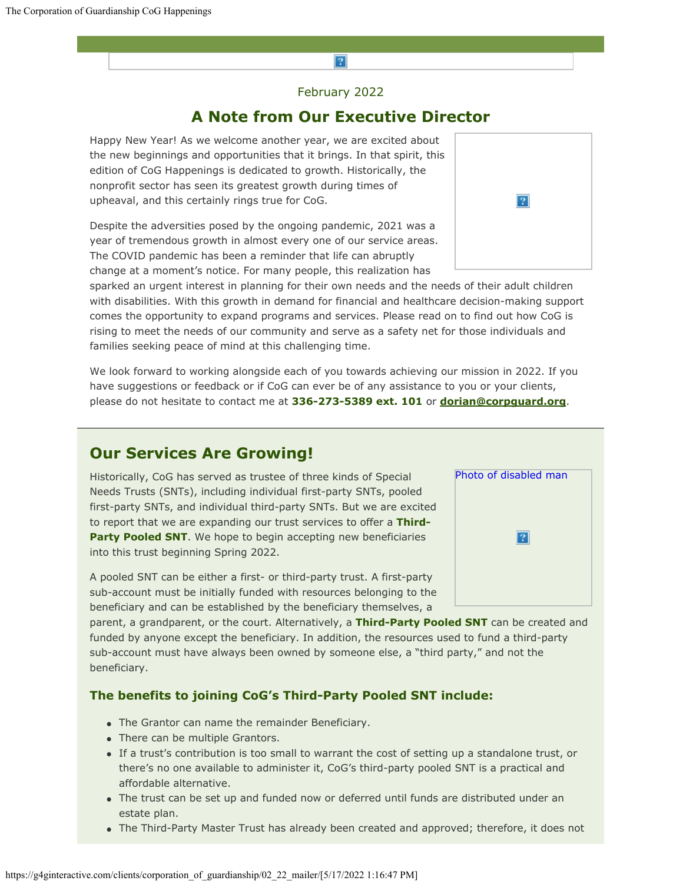February 2022

## A Note from Our Executive Director

Happy New Year! As we welcome another year, we are excited about the new beginnings and opportunities that it brings. In that spirit, this edition of CoG Happenings is dedicated to growth. Historically, the nonprofit sector has seen its greatest growth during times of upheaval, and this certainly rings true for CoG.

Despite the adversities posed by the ongoing pandemic, 2021 was a year of tremendous growth in almost every one of our service areas. The COVID pandemic has been a reminder that life can abruptly change at a moment's notice. For many people, this realization has sparked an urgent interest in planning for their own needs and the needs of their adult children with disabilities. With this growth in demand for financial and healthcare decision-making support comes the opportunity to expand programs and services. Please read on to find out how CoG is rising to meet the needs of our community and serve as a safety net for those individuals and families seeking peace of mind at this challenging time.

We look forward to working alongside each of you towards achieving our mission in 2022. If you have suggestions or feedback or if CoG can ever be of any assistance to you or your clients, please do not hesitate to contact me at **336-273-5389 ext. 101** or **dorian@corpguard.org**.

## Our Services Are Growing!

Photo of disabled man

Historically, CoG has served as trustee of three kinds of Special Needs Trusts (SNTs), including individual first-party SNTs, pooled first-party SNTs, and individual third-party SNTs. But we are excited to report that we are expanding our trust services to offer a **Third-Party Pooled SNT**. We hope to begin accepting new beneficiaries into this trust beginning Spring 2022.

A pooled SNT can be either a first- or third-party trust. A first-party sub-account must be initially funded with resources belonging to the beneficiary and can be established by the beneficiary themselves, a parent, a grandparent, or the court. Alternatively, a **Third-Party Pooled SNT** can be created and funded by anyone except the beneficiary. In addition, the resources used to fund a third-party sub-account must have always been owned by someone else, a "third party," and not the beneficiary.

### The benefits to joining CoG's Third-Party Pooled SNT include:

- The Grantor can name the remainder Beneficiary.
- There can be multiple Grantors.
- If a trust's contribution is too small to warrant the cost of setting up a standalone trust, or there's no one available to administer it, CoG's third-party pooled SNT is a practical and affordable alternative.
- The trust can be set up and funded now or deferred until funds are distributed under an estate plan.
- The Third-Party Master Trust has already been created and approved; therefore, it does not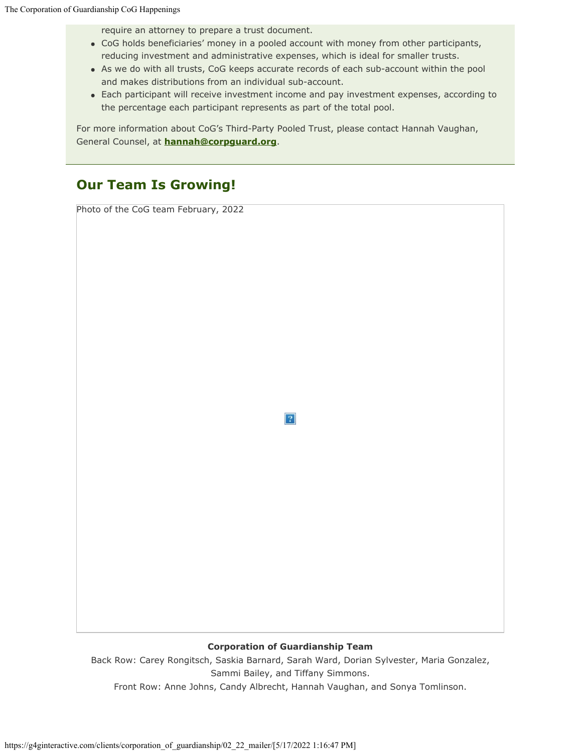require an attorney to prepare a trust document.

- CoG holds beneficiaries' money in a pooled account with money from other participants, reducing investment and administrative expenses, which is ideal for smaller trusts.
- As we do with all trusts, CoG keeps accurate records of each sub-account within the pool and makes distributions from an individual sub-account.
- Each participant will receive investment income and pay investment expenses, according to the percentage each participant represents as part of the total pool.

For more information about CoG's Third-Party Pooled Trust, please contact Hannah Vaughan, General Counsel, at **hannah@corpguard.org**.

## Our Team Is Growing!

Photo of the CoG team February, 2022

**Corporation of Guardianship Team**

Back Row: Carey Rongitsch, Saskia Barnard, Sarah Ward, Dorian Sylvester, Maria Gonzalez, Sammi Bailey, and Tiffany Simmons.

Front Row: Anne Johns, Candy Albrecht, Hannah Vaughan, and Sonya Tomlinson.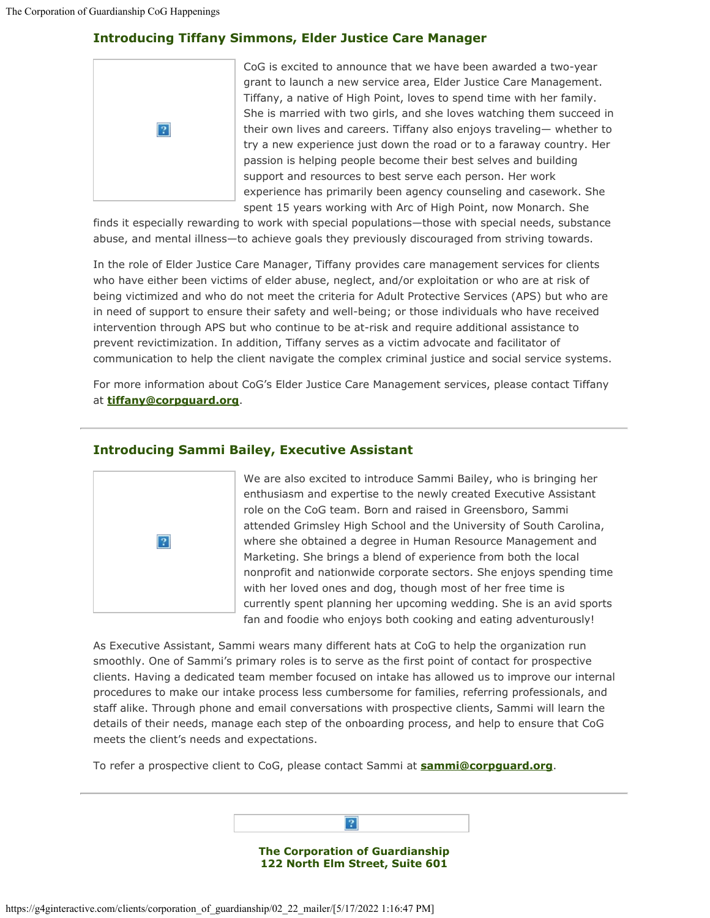## Introducing Tiffany Simmons, Elder Justice Care Manager

CoG is excited to announce that we have been awarded a two-year grant to launch a new service area, Elder Justice Care Management. Tiffany, a native of High Point, loves to spend time with her family. She is married with two girls, and she loves watching them succeed in their own lives and careers. Tiffany also enjoys traveling— whether to try a new experience just down the road or to a faraway country. Her passion is helping people become their best selves and building support and resources to best serve each person. Her work experience has primarily been agency counseling and casework. She spent 15 years working with Arc of High Point, now Monarch. She finds it especially rewarding to work with special populations—those with special needs, substance abuse, and mental illness—to achieve goals they previously discouraged from striving towards.

In the role of Elder Justice Care Manager, Tiffany provides care management services for clients who have either been victims of elder abuse, neglect, and/or exploitation or who are at risk of being victimized and who do not meet the criteria for Adult Protective Services (APS) but who are in need of support to ensure their safety and well-being; or those individuals who have received intervention through APS but who continue to be at-risk and require additional assistance to prevent revictimization. In addition, Tiffany serves as a victim advocate and facilitator of communication to help the client navigate the complex criminal justice and social service systems.

For more information about CoG's Elder Justice Care Management services, please contact Tiffany at **tiffany@corpguard.org**.

---

## Introducing Sammi Bailey, Executive Assistant

We are also excited to introduce Sammi Bailey, who is bringing her enthusiasm and expertise to the newly created Executive Assistant role on the CoG team. Born and raised in Greensboro, Sammi attended Grimsley High School and the University of South Carolina, where she obtained a degree in Human Resource Management and Marketing. She brings a blend of experience from both the local nonprofit and nationwide corporate sectors. She enjoys spending time with her loved ones and dog, though most of her free time is currently spent planning her upcoming wedding. She is an avid sports fan and foodie who enjoys both cooking and eating adventurously!

As Executive Assistant, Sammi wears many different hats at CoG to help the organization run smoothly. One of Sammi's primary roles is to serve as the first point of contact for prospective clients. Having a dedicated team member focused on intake has allowed us to improve our internal procedures to make our intake process less cumbersome for families, referring professionals, and staff alike. Through phone and email conversations with prospective clients, Sammi will learn the details of their needs, manage each step of the onboarding process, and help to ensure that CoG meets the client's needs and expectations.

To refer a prospective client to CoG, please contact Sammi at **sammi@corpguard.org**.

---

**The Corporation of Guardianship**
**122 North Elm Street, Suite 601**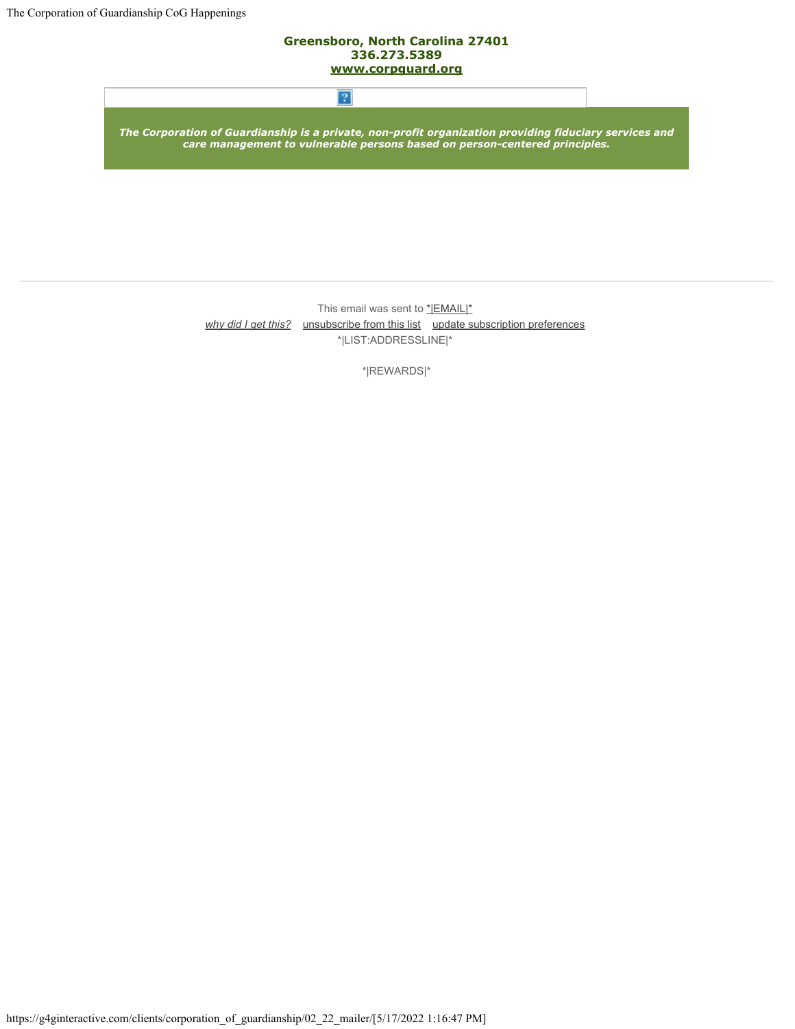**Greensboro, North Carolina 27401**
**336.273.5389**
**www.corpguard.org**

***The Corporation of Guardianship is a private, non-profit organization providing fiduciary services and care management to vulnerable persons based on person-centered principles.***

---

This email was sent to *|EMAIL|*

*why did I get this?* unsubscribe from this list update subscription preferences

*|LIST:ADDRESSLINE|*

*|REWARDS|*